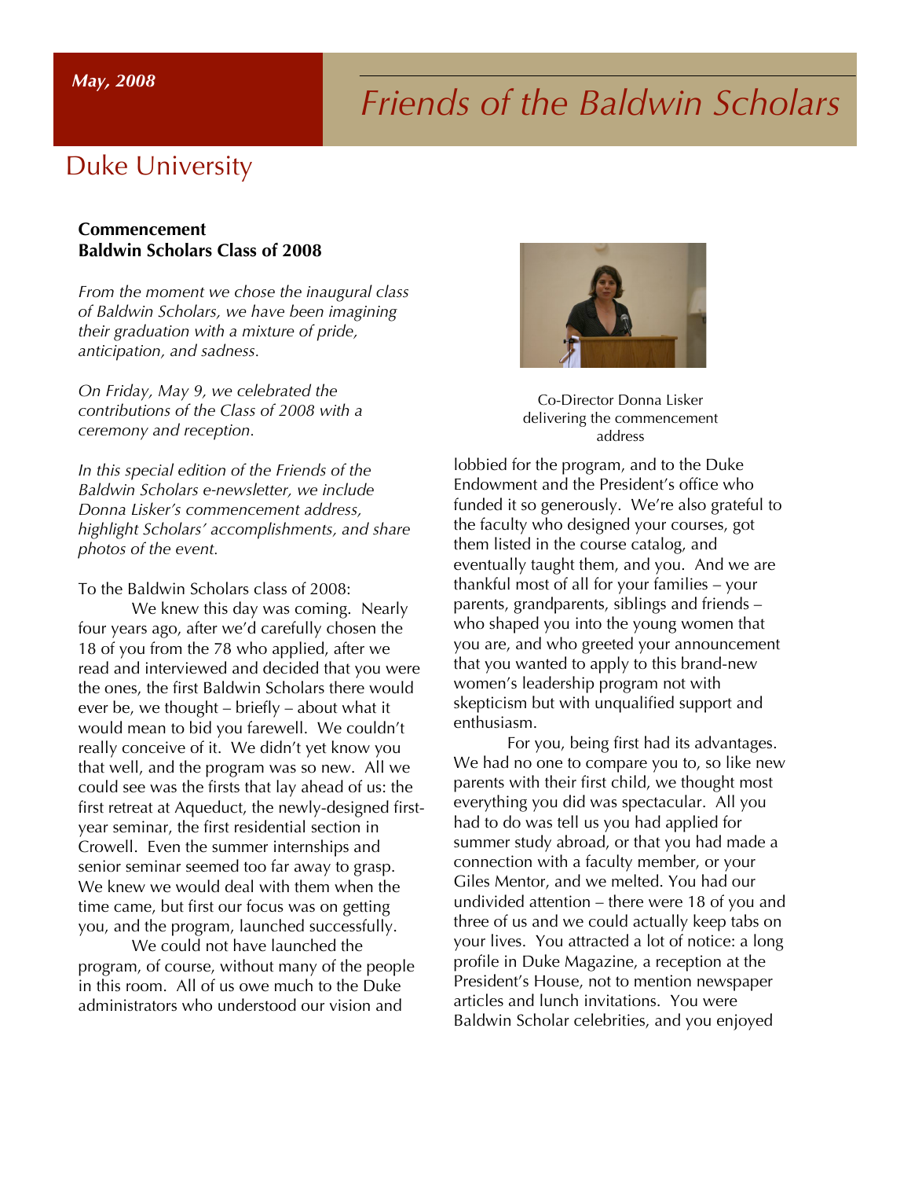May, 2008

# Friends of the Baldwin Scholars

## Duke University

### Commencement
### Baldwin Scholars Class of 2008

*From the moment we chose the inaugural class of Baldwin Scholars, we have been imagining their graduation with a mixture of pride, anticipation, and sadness.*

*On Friday, May 9, we celebrated the contributions of the Class of 2008 with a ceremony and reception.*

*In this special edition of the Friends of the Baldwin Scholars e-newsletter, we include Donna Lisker's commencement address, highlight Scholars' accomplishments, and share photos of the event.*

Co-Director Donna Lisker delivering the commencement address

To the Baldwin Scholars class of 2008:

We knew this day was coming. Nearly four years ago, after we'd carefully chosen the 18 of you from the 78 who applied, after we read and interviewed and decided that you were the ones, the first Baldwin Scholars there would ever be, we thought – briefly – about what it would mean to bid you farewell. We couldn't really conceive of it. We didn't yet know you that well, and the program was so new. All we could see was the firsts that lay ahead of us: the first retreat at Aqueduct, the newly-designed first-year seminar, the first residential section in Crowell. Even the summer internships and senior seminar seemed too far away to grasp. We knew we would deal with them when the time came, but first our focus was on getting you, and the program, launched successfully.

We could not have launched the program, of course, without many of the people in this room. All of us owe much to the Duke administrators who understood our vision and lobbied for the program, and to the Duke Endowment and the President's office who funded it so generously. We're also grateful to the faculty who designed your courses, got them listed in the course catalog, and eventually taught them, and you. And we are thankful most of all for your families – your parents, grandparents, siblings and friends – who shaped you into the young women that you are, and who greeted your announcement that you wanted to apply to this brand-new women's leadership program not with skepticism but with unqualified support and enthusiasm.

For you, being first had its advantages. We had no one to compare you to, so like new parents with their first child, we thought most everything you did was spectacular. All you had to do was tell us you had applied for summer study abroad, or that you had made a connection with a faculty member, or your Giles Mentor, and we melted. You had our undivided attention – there were 18 of you and three of us and we could actually keep tabs on your lives. You attracted a lot of notice: a long profile in Duke Magazine, a reception at the President's House, not to mention newspaper articles and lunch invitations. You were Baldwin Scholar celebrities, and you enjoyed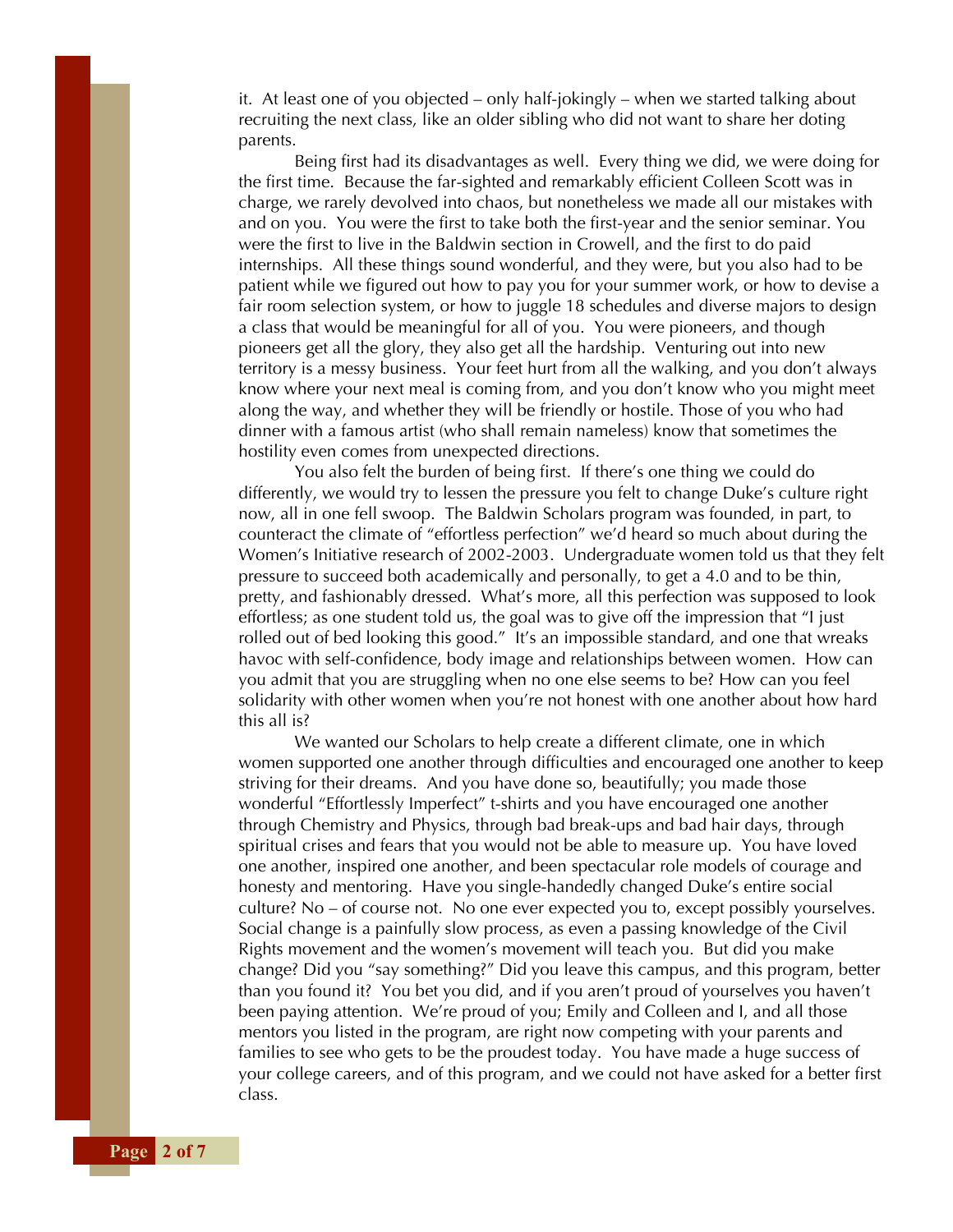it. At least one of you objected – only half-jokingly – when we started talking about recruiting the next class, like an older sibling who did not want to share her doting parents.

Being first had its disadvantages as well. Every thing we did, we were doing for the first time. Because the far-sighted and remarkably efficient Colleen Scott was in charge, we rarely devolved into chaos, but nonetheless we made all our mistakes with and on you. You were the first to take both the first-year and the senior seminar. You were the first to live in the Baldwin section in Crowell, and the first to do paid internships. All these things sound wonderful, and they were, but you also had to be patient while we figured out how to pay you for your summer work, or how to devise a fair room selection system, or how to juggle 18 schedules and diverse majors to design a class that would be meaningful for all of you. You were pioneers, and though pioneers get all the glory, they also get all the hardship. Venturing out into new territory is a messy business. Your feet hurt from all the walking, and you don't always know where your next meal is coming from, and you don't know who you might meet along the way, and whether they will be friendly or hostile. Those of you who had dinner with a famous artist (who shall remain nameless) know that sometimes the hostility even comes from unexpected directions.

You also felt the burden of being first. If there's one thing we could do differently, we would try to lessen the pressure you felt to change Duke's culture right now, all in one fell swoop. The Baldwin Scholars program was founded, in part, to counteract the climate of "effortless perfection" we'd heard so much about during the Women's Initiative research of 2002-2003. Undergraduate women told us that they felt pressure to succeed both academically and personally, to get a 4.0 and to be thin, pretty, and fashionably dressed. What's more, all this perfection was supposed to look effortless; as one student told us, the goal was to give off the impression that "I just rolled out of bed looking this good." It's an impossible standard, and one that wreaks havoc with self-confidence, body image and relationships between women. How can you admit that you are struggling when no one else seems to be? How can you feel solidarity with other women when you're not honest with one another about how hard this all is?

We wanted our Scholars to help create a different climate, one in which women supported one another through difficulties and encouraged one another to keep striving for their dreams. And you have done so, beautifully; you made those wonderful "Effortlessly Imperfect" t-shirts and you have encouraged one another through Chemistry and Physics, through bad break-ups and bad hair days, through spiritual crises and fears that you would not be able to measure up. You have loved one another, inspired one another, and been spectacular role models of courage and honesty and mentoring. Have you single-handedly changed Duke's entire social culture? No – of course not. No one ever expected you to, except possibly yourselves. Social change is a painfully slow process, as even a passing knowledge of the Civil Rights movement and the women's movement will teach you. But did you make change? Did you "say something?" Did you leave this campus, and this program, better than you found it? You bet you did, and if you aren't proud of yourselves you haven't been paying attention. We're proud of you; Emily and Colleen and I, and all those mentors you listed in the program, are right now competing with your parents and families to see who gets to be the proudest today. You have made a huge success of your college careers, and of this program, and we could not have asked for a better first class.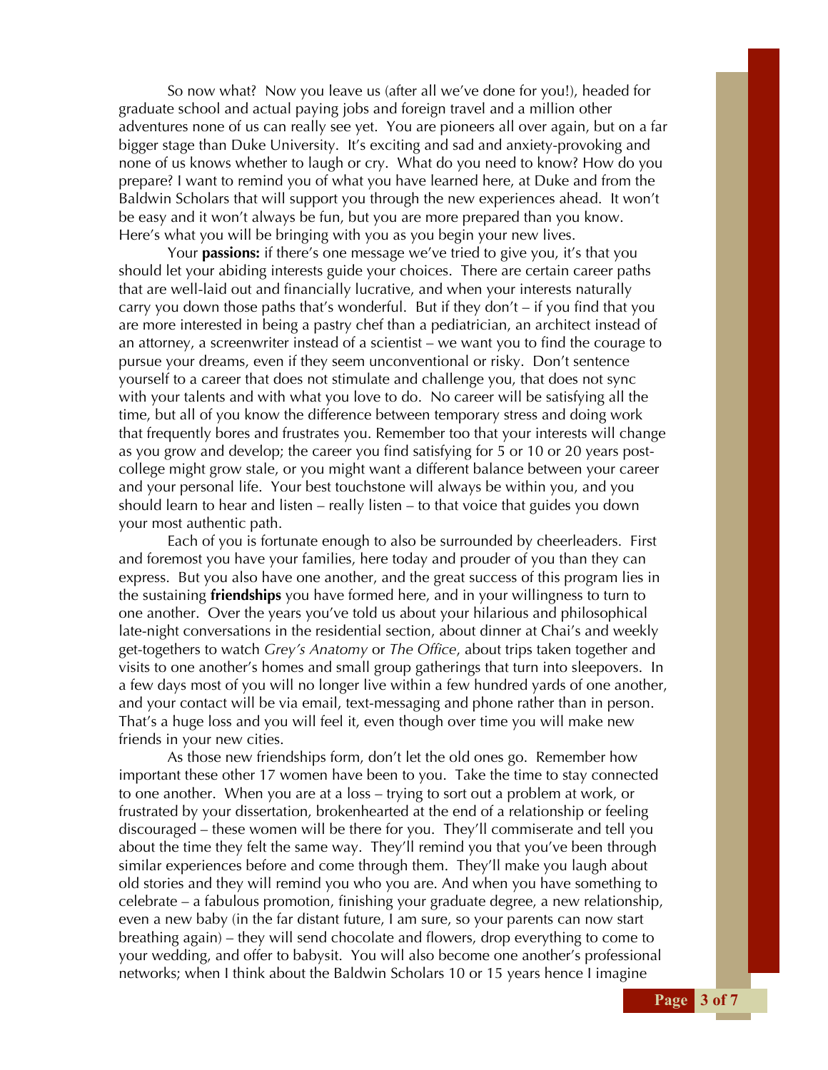So now what? Now you leave us (after all we've done for you!), headed for graduate school and actual paying jobs and foreign travel and a million other adventures none of us can really see yet. You are pioneers all over again, but on a far bigger stage than Duke University. It's exciting and sad and anxiety-provoking and none of us knows whether to laugh or cry. What do you need to know? How do you prepare? I want to remind you of what you have learned here, at Duke and from the Baldwin Scholars that will support you through the new experiences ahead. It won't be easy and it won't always be fun, but you are more prepared than you know. Here's what you will be bringing with you as you begin your new lives.

Your **passions:** if there's one message we've tried to give you, it's that you should let your abiding interests guide your choices. There are certain career paths that are well-laid out and financially lucrative, and when your interests naturally carry you down those paths that's wonderful. But if they don't – if you find that you are more interested in being a pastry chef than a pediatrician, an architect instead of an attorney, a screenwriter instead of a scientist – we want you to find the courage to pursue your dreams, even if they seem unconventional or risky. Don't sentence yourself to a career that does not stimulate and challenge you, that does not sync with your talents and with what you love to do. No career will be satisfying all the time, but all of you know the difference between temporary stress and doing work that frequently bores and frustrates you. Remember too that your interests will change as you grow and develop; the career you find satisfying for 5 or 10 or 20 years post-college might grow stale, or you might want a different balance between your career and your personal life. Your best touchstone will always be within you, and you should learn to hear and listen – really listen – to that voice that guides you down your most authentic path.

Each of you is fortunate enough to also be surrounded by cheerleaders. First and foremost you have your families, here today and prouder of you than they can express. But you also have one another, and the great success of this program lies in the sustaining **friendships** you have formed here, and in your willingness to turn to one another. Over the years you've told us about your hilarious and philosophical late-night conversations in the residential section, about dinner at Chai's and weekly get-togethers to watch *Grey's Anatomy* or *The Office*, about trips taken together and visits to one another's homes and small group gatherings that turn into sleepovers. In a few days most of you will no longer live within a few hundred yards of one another, and your contact will be via email, text-messaging and phone rather than in person. That's a huge loss and you will feel it, even though over time you will make new friends in your new cities.

As those new friendships form, don't let the old ones go. Remember how important these other 17 women have been to you. Take the time to stay connected to one another. When you are at a loss – trying to sort out a problem at work, or frustrated by your dissertation, brokenhearted at the end of a relationship or feeling discouraged – these women will be there for you. They'll commiserate and tell you about the time they felt the same way. They'll remind you that you've been through similar experiences before and come through them. They'll make you laugh about old stories and they will remind you who you are. And when you have something to celebrate – a fabulous promotion, finishing your graduate degree, a new relationship, even a new baby (in the far distant future, I am sure, so your parents can now start breathing again) – they will send chocolate and flowers, drop everything to come to your wedding, and offer to babysit. You will also become one another's professional networks; when I think about the Baldwin Scholars 10 or 15 years hence I imagine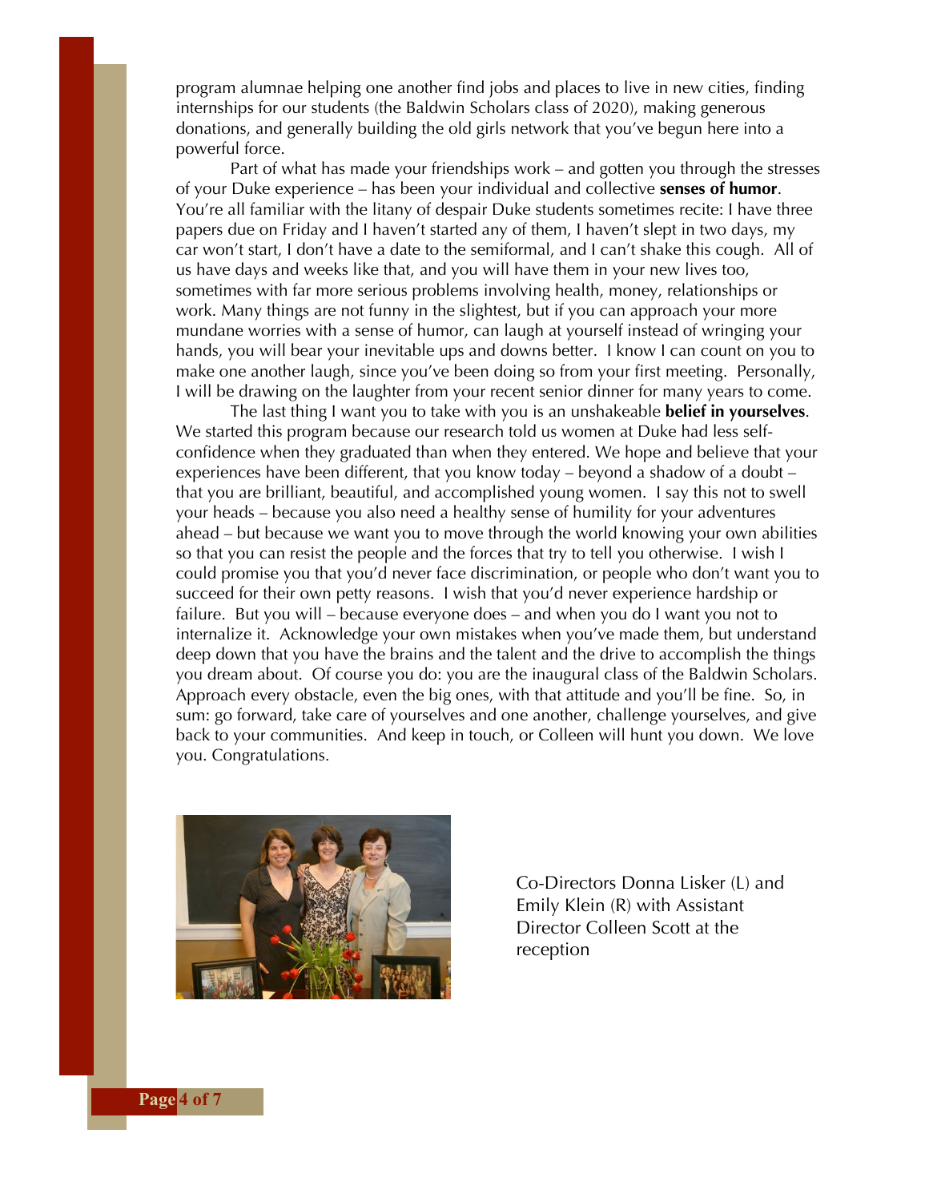program alumnae helping one another find jobs and places to live in new cities, finding internships for our students (the Baldwin Scholars class of 2020), making generous donations, and generally building the old girls network that you've begun here into a powerful force.

Part of what has made your friendships work – and gotten you through the stresses of your Duke experience – has been your individual and collective **senses of humor**. You're all familiar with the litany of despair Duke students sometimes recite: I have three papers due on Friday and I haven't started any of them, I haven't slept in two days, my car won't start, I don't have a date to the semiformal, and I can't shake this cough. All of us have days and weeks like that, and you will have them in your new lives too, sometimes with far more serious problems involving health, money, relationships or work. Many things are not funny in the slightest, but if you can approach your more mundane worries with a sense of humor, can laugh at yourself instead of wringing your hands, you will bear your inevitable ups and downs better. I know I can count on you to make one another laugh, since you've been doing so from your first meeting. Personally, I will be drawing on the laughter from your recent senior dinner for many years to come.

The last thing I want you to take with you is an unshakeable **belief in yourselves**. We started this program because our research told us women at Duke had less self-confidence when they graduated than when they entered. We hope and believe that your experiences have been different, that you know today – beyond a shadow of a doubt – that you are brilliant, beautiful, and accomplished young women. I say this not to swell your heads – because you also need a healthy sense of humility for your adventures ahead – but because we want you to move through the world knowing your own abilities so that you can resist the people and the forces that try to tell you otherwise. I wish I could promise you that you'd never face discrimination, or people who don't want you to succeed for their own petty reasons. I wish that you'd never experience hardship or failure. But you will – because everyone does – and when you do I want you not to internalize it. Acknowledge your own mistakes when you've made them, but understand deep down that you have the brains and the talent and the drive to accomplish the things you dream about. Of course you do: you are the inaugural class of the Baldwin Scholars. Approach every obstacle, even the big ones, with that attitude and you'll be fine. So, in sum: go forward, take care of yourselves and one another, challenge yourselves, and give back to your communities. And keep in touch, or Colleen will hunt you down. We love you. Congratulations.

Co-Directors Donna Lisker (L) and Emily Klein (R) with Assistant Director Colleen Scott at the reception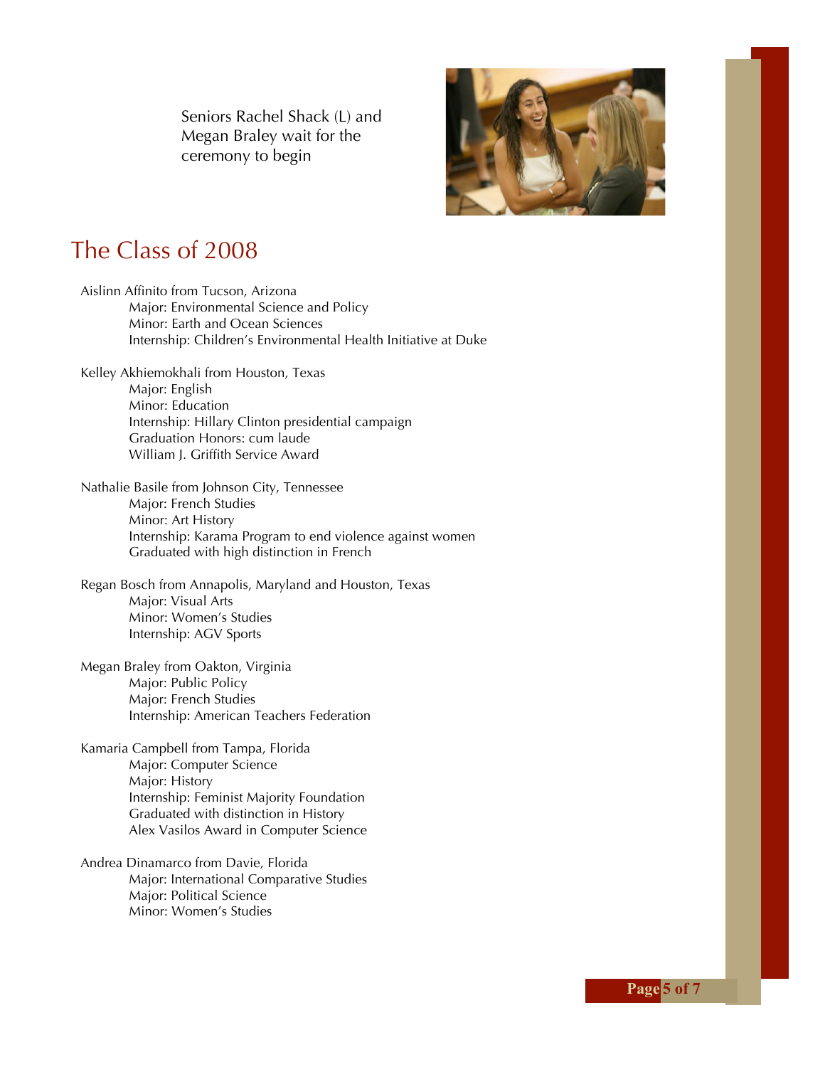Seniors Rachel Shack (L) and Megan Braley wait for the ceremony to begin

## The Class of 2008

Aislinn Affinito from Tucson, Arizona
Major: Environmental Science and Policy
Minor: Earth and Ocean Sciences
Internship: Children's Environmental Health Initiative at Duke

Kelley Akhiemokhali from Houston, Texas
Major: English
Minor: Education
Internship: Hillary Clinton presidential campaign
Graduation Honors: cum laude
William J. Griffith Service Award

Nathalie Basile from Johnson City, Tennessee
Major: French Studies
Minor: Art History
Internship: Karama Program to end violence against women
Graduated with high distinction in French

Regan Bosch from Annapolis, Maryland and Houston, Texas
Major: Visual Arts
Minor: Women's Studies
Internship: AGV Sports

Megan Braley from Oakton, Virginia
Major: Public Policy
Major: French Studies
Internship: American Teachers Federation

Kamaria Campbell from Tampa, Florida
Major: Computer Science
Major: History
Internship: Feminist Majority Foundation
Graduated with distinction in History
Alex Vasilos Award in Computer Science

Andrea Dinamarco from Davie, Florida
Major: International Comparative Studies
Major: Political Science
Minor: Women's Studies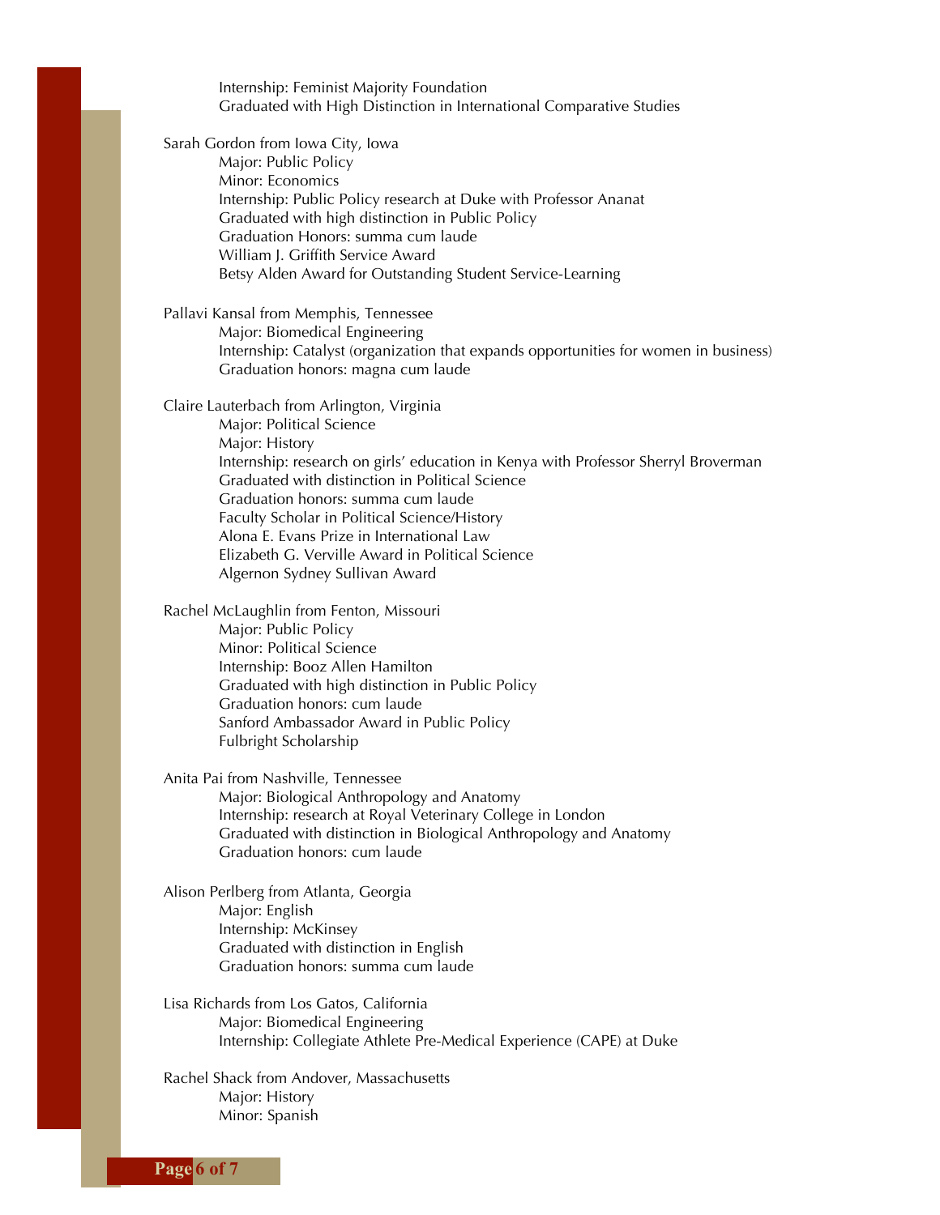Internship: Feminist Majority Foundation
Graduated with High Distinction in International Comparative Studies

Sarah Gordon from Iowa City, Iowa
- Major: Public Policy
- Minor: Economics
- Internship: Public Policy research at Duke with Professor Ananat
- Graduated with high distinction in Public Policy
- Graduation Honors: summa cum laude
- William J. Griffith Service Award
- Betsy Alden Award for Outstanding Student Service-Learning

Pallavi Kansal from Memphis, Tennessee
- Major: Biomedical Engineering
- Internship: Catalyst (organization that expands opportunities for women in business)
- Graduation honors: magna cum laude

Claire Lauterbach from Arlington, Virginia
- Major: Political Science
- Major: History
- Internship: research on girls' education in Kenya with Professor Sherryl Broverman
- Graduated with distinction in Political Science
- Graduation honors: summa cum laude
- Faculty Scholar in Political Science/History
- Alona E. Evans Prize in International Law
- Elizabeth G. Verville Award in Political Science
- Algernon Sydney Sullivan Award

Rachel McLaughlin from Fenton, Missouri
- Major: Public Policy
- Minor: Political Science
- Internship: Booz Allen Hamilton
- Graduated with high distinction in Public Policy
- Graduation honors: cum laude
- Sanford Ambassador Award in Public Policy
- Fulbright Scholarship

Anita Pai from Nashville, Tennessee
- Major: Biological Anthropology and Anatomy
- Internship: research at Royal Veterinary College in London
- Graduated with distinction in Biological Anthropology and Anatomy
- Graduation honors: cum laude

Alison Perlberg from Atlanta, Georgia
- Major: English
- Internship: McKinsey
- Graduated with distinction in English
- Graduation honors: summa cum laude

Lisa Richards from Los Gatos, California
- Major: Biomedical Engineering
- Internship: Collegiate Athlete Pre-Medical Experience (CAPE) at Duke

Rachel Shack from Andover, Massachusetts
- Major: History
- Minor: Spanish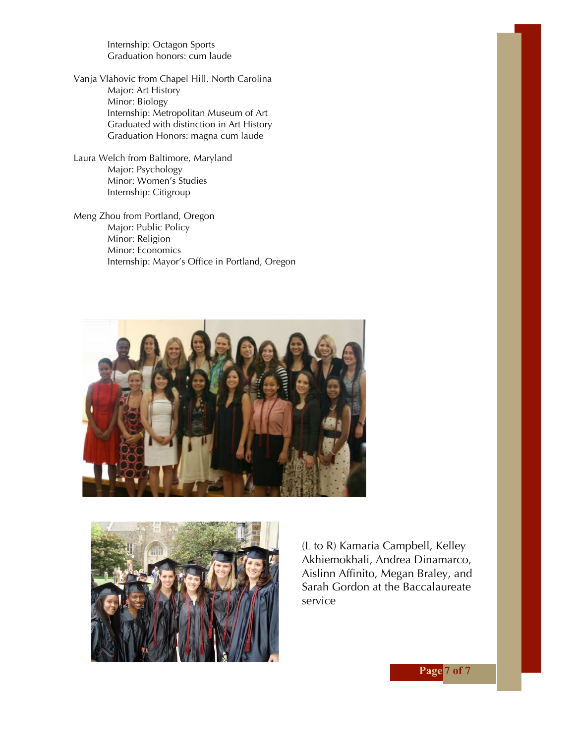Internship: Octagon Sports
Graduation honors: cum laude

Vanja Vlahovic from Chapel Hill, North Carolina
Major: Art History
Minor: Biology
Internship: Metropolitan Museum of Art
Graduated with distinction in Art History
Graduation Honors: magna cum laude

Laura Welch from Baltimore, Maryland
Major: Psychology
Minor: Women's Studies
Internship: Citigroup

Meng Zhou from Portland, Oregon
Major: Public Policy
Minor: Religion
Minor: Economics
Internship: Mayor's Office in Portland, Oregon

(L to R) Kamaria Campbell, Kelley Akhiemokhali, Andrea Dinamarco, Aislinn Affinito, Megan Braley, and Sarah Gordon at the Baccalaureate service